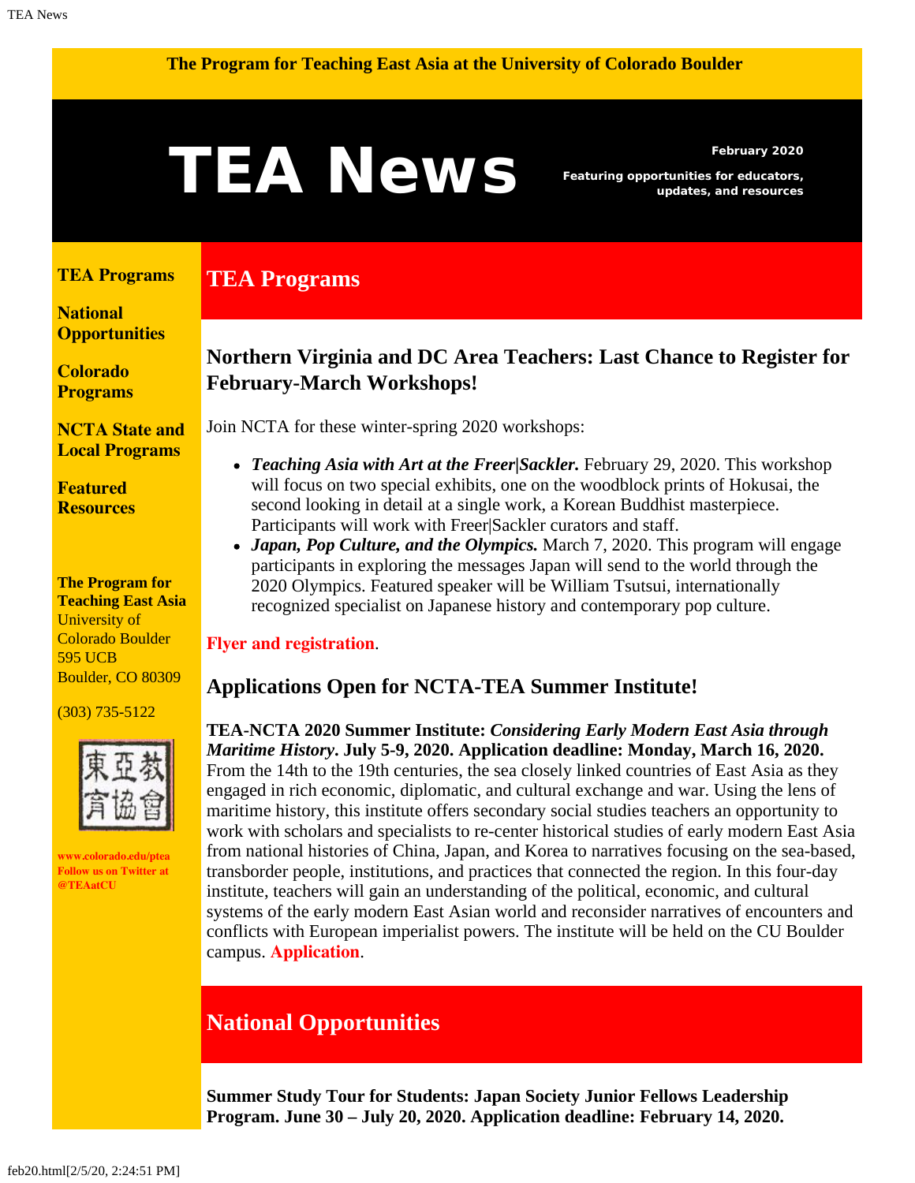The Program for Teaching East Asia at the University of Colorado Boulder

# TEA News

**February 2020**

**Featuring opportunities for educators, updates, and resources**

**TEA Programs**

**National Opportunities**

**Colorado Programs**

**NCTA State and Local Programs**

**Featured Resources**

**The Program for Teaching East Asia**
University of Colorado Boulder
595 UCB
Boulder, CO 80309

(303) 735-5122

東亞教育協會

www.colorado.edu/ptea
Follow us on Twitter at @TEAatCU

## TEA Programs

### Northern Virginia and DC Area Teachers: Last Chance to Register for February-March Workshops!

Join NCTA for these winter-spring 2020 workshops:

- ***Teaching Asia with Art at the Freer|Sackler.*** February 29, 2020. This workshop will focus on two special exhibits, one on the woodblock prints of Hokusai, the second looking in detail at a single work, a Korean Buddhist masterpiece. Participants will work with Freer|Sackler curators and staff.
- ***Japan, Pop Culture, and the Olympics.*** March 7, 2020. This program will engage participants in exploring the messages Japan will send to the world through the 2020 Olympics. Featured speaker will be William Tsutsui, internationally recognized specialist on Japanese history and contemporary pop culture.

**Flyer and registration**.

### Applications Open for NCTA-TEA Summer Institute!

**TEA-NCTA 2020 Summer Institute: *Considering Early Modern East Asia through Maritime History*. July 5-9, 2020. Application deadline: Monday, March 16, 2020.** From the 14th to the 19th centuries, the sea closely linked countries of East Asia as they engaged in rich economic, diplomatic, and cultural exchange and war. Using the lens of maritime history, this institute offers secondary social studies teachers an opportunity to work with scholars and specialists to re-center historical studies of early modern East Asia from national histories of China, Japan, and Korea to narratives focusing on the sea-based, transborder people, institutions, and practices that connected the region. In this four-day institute, teachers will gain an understanding of the political, economic, and cultural systems of the early modern East Asian world and reconsider narratives of encounters and conflicts with European imperialist powers. The institute will be held on the CU Boulder campus. **Application**.

## National Opportunities

**Summer Study Tour for Students: Japan Society Junior Fellows Leadership Program. June 30 – July 20, 2020. Application deadline: February 14, 2020.**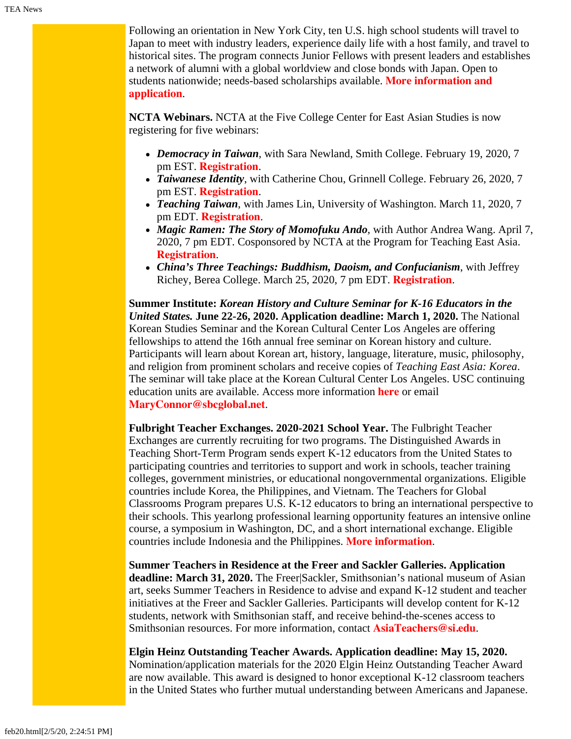Following an orientation in New York City, ten U.S. high school students will travel to Japan to meet with industry leaders, experience daily life with a host family, and travel to historical sites. The program connects Junior Fellows with present leaders and establishes a network of alumni with a global worldview and close bonds with Japan. Open to students nationwide; needs-based scholarships available. **More information and application**.

**NCTA Webinars.** NCTA at the Five College Center for East Asian Studies is now registering for five webinars:

- ***Democracy in Taiwan***, with Sara Newland, Smith College. February 19, 2020, 7 pm EST. **Registration**.
- ***Taiwanese Identity***, with Catherine Chou, Grinnell College. February 26, 2020, 7 pm EST. **Registration**.
- ***Teaching Taiwan***, with James Lin, University of Washington. March 11, 2020, 7 pm EDT. **Registration**.
- ***Magic Ramen: The Story of Momofuku Ando***, with Author Andrea Wang. April 7, 2020, 7 pm EDT. Cosponsored by NCTA at the Program for Teaching East Asia. **Registration**.
- ***China's Three Teachings: Buddhism, Daoism, and Confucianism***, with Jeffrey Richey, Berea College. March 25, 2020, 7 pm EDT. **Registration**.

**Summer Institute: *Korean History and Culture Seminar for K-16 Educators in the United States.* June 22-26, 2020. Application deadline: March 1, 2020.** The National Korean Studies Seminar and the Korean Cultural Center Los Angeles are offering fellowships to attend the 16th annual free seminar on Korean history and culture. Participants will learn about Korean art, history, language, literature, music, philosophy, and religion from prominent scholars and receive copies of *Teaching East Asia: Korea*. The seminar will take place at the Korean Cultural Center Los Angeles. USC continuing education units are available. Access more information **here** or email **MaryConnor@sbcglobal.net**.

**Fulbright Teacher Exchanges. 2020-2021 School Year.** The Fulbright Teacher Exchanges are currently recruiting for two programs. The Distinguished Awards in Teaching Short-Term Program sends expert K-12 educators from the United States to participating countries and territories to support and work in schools, teacher training colleges, government ministries, or educational nongovernmental organizations. Eligible countries include Korea, the Philippines, and Vietnam. The Teachers for Global Classrooms Program prepares U.S. K-12 educators to bring an international perspective to their schools. This yearlong professional learning opportunity features an intensive online course, a symposium in Washington, DC, and a short international exchange. Eligible countries include Indonesia and the Philippines. **More information**.

**Summer Teachers in Residence at the Freer and Sackler Galleries. Application deadline: March 31, 2020.** The Freer|Sackler, Smithsonian's national museum of Asian art, seeks Summer Teachers in Residence to advise and expand K-12 student and teacher initiatives at the Freer and Sackler Galleries. Participants will develop content for K-12 students, network with Smithsonian staff, and receive behind-the-scenes access to Smithsonian resources. For more information, contact **AsiaTeachers@si.edu**.

**Elgin Heinz Outstanding Teacher Awards. Application deadline: May 15, 2020.** Nomination/application materials for the 2020 Elgin Heinz Outstanding Teacher Award are now available. This award is designed to honor exceptional K-12 classroom teachers in the United States who further mutual understanding between Americans and Japanese.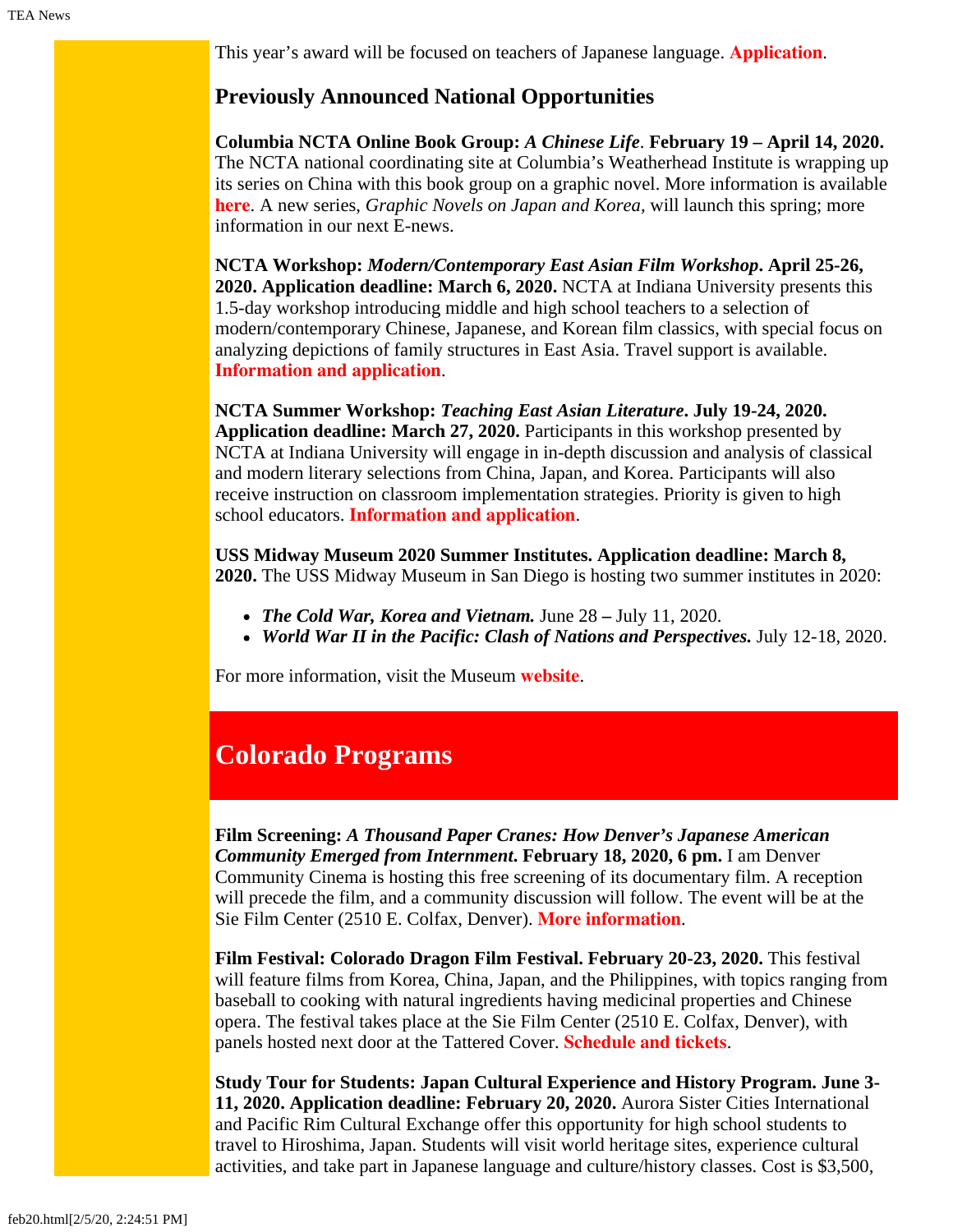This year's award will be focused on teachers of Japanese language. **Application**.

### Previously Announced National Opportunities

**Columbia NCTA Online Book Group: *A Chinese Life*. February 19 – April 14, 2020.** The NCTA national coordinating site at Columbia's Weatherhead Institute is wrapping up its series on China with this book group on a graphic novel. More information is available **here**. A new series, *Graphic Novels on Japan and Korea,* will launch this spring; more information in our next E-news.

**NCTA Workshop: *Modern/Contemporary East Asian Film Workshop*. April 25-26, 2020. Application deadline: March 6, 2020.** NCTA at Indiana University presents this 1.5-day workshop introducing middle and high school teachers to a selection of modern/contemporary Chinese, Japanese, and Korean film classics, with special focus on analyzing depictions of family structures in East Asia. Travel support is available. **Information and application**.

**NCTA Summer Workshop: *Teaching East Asian Literature*. July 19-24, 2020. Application deadline: March 27, 2020.** Participants in this workshop presented by NCTA at Indiana University will engage in in-depth discussion and analysis of classical and modern literary selections from China, Japan, and Korea. Participants will also receive instruction on classroom implementation strategies. Priority is given to high school educators. **Information and application**.

**USS Midway Museum 2020 Summer Institutes. Application deadline: March 8, 2020.** The USS Midway Museum in San Diego is hosting two summer institutes in 2020:

- ***The Cold War, Korea and Vietnam.*** June 28 **–** July 11, 2020.
- ***World War II in the Pacific: Clash of Nations and Perspectives.*** July 12-18, 2020.

For more information, visit the Museum **website**.

## Colorado Programs

**Film Screening: *A Thousand Paper Cranes: How Denver's Japanese American Community Emerged from Internment*. February 18, 2020, 6 pm.** I am Denver Community Cinema is hosting this free screening of its documentary film. A reception will precede the film, and a community discussion will follow. The event will be at the Sie Film Center (2510 E. Colfax, Denver). **More information**.

**Film Festival: Colorado Dragon Film Festival. February 20-23, 2020.** This festival will feature films from Korea, China, Japan, and the Philippines, with topics ranging from baseball to cooking with natural ingredients having medicinal properties and Chinese opera. The festival takes place at the Sie Film Center (2510 E. Colfax, Denver), with panels hosted next door at the Tattered Cover. **Schedule and tickets**.

**Study Tour for Students: Japan Cultural Experience and History Program. June 3-11, 2020. Application deadline: February 20, 2020.** Aurora Sister Cities International and Pacific Rim Cultural Exchange offer this opportunity for high school students to travel to Hiroshima, Japan. Students will visit world heritage sites, experience cultural activities, and take part in Japanese language and culture/history classes. Cost is $3,500,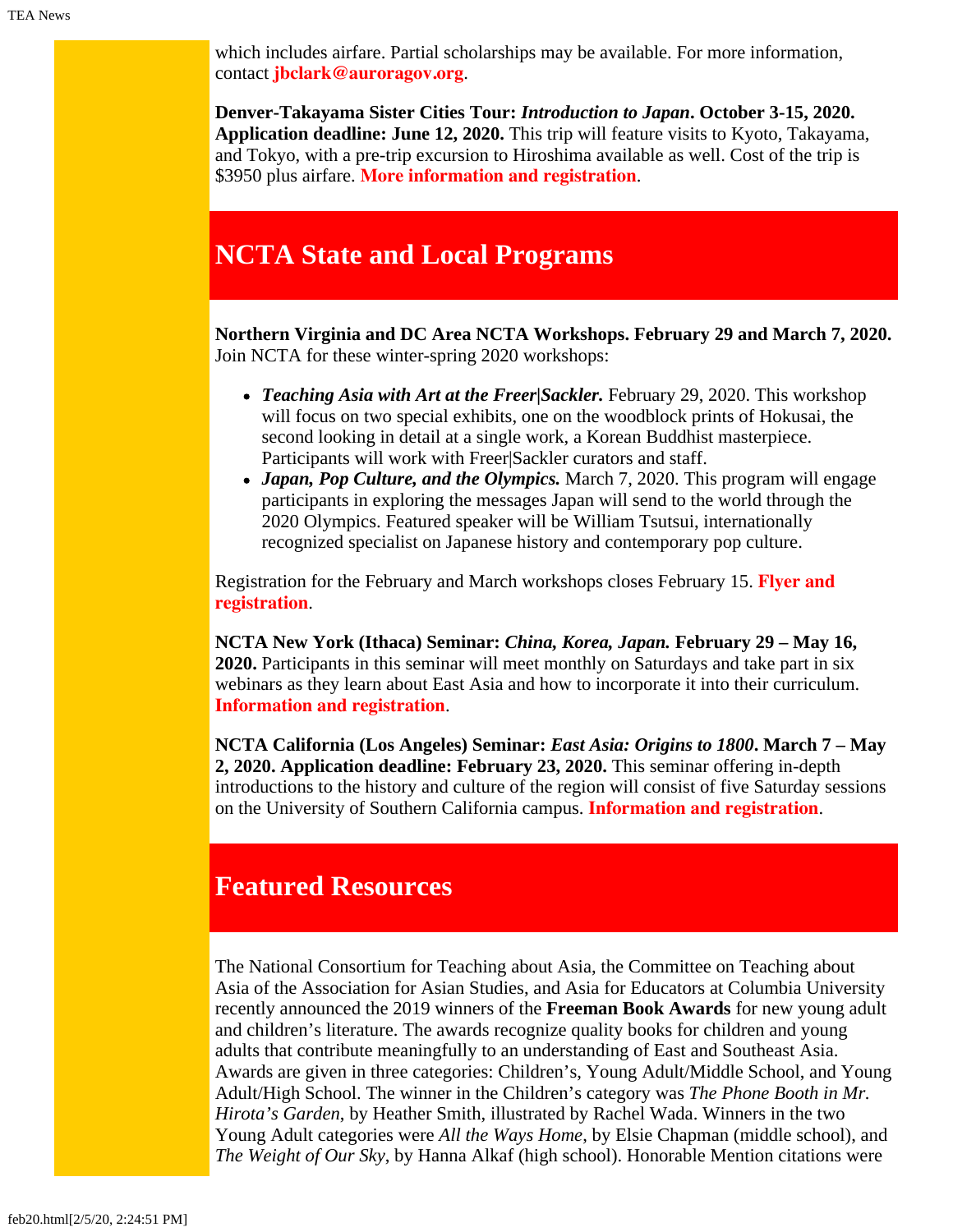which includes airfare. Partial scholarships may be available. For more information, contact **jbclark@auroragov.org**.

**Denver-Takayama Sister Cities Tour:** ***Introduction to Japan*****. October 3-15, 2020. Application deadline: June 12, 2020.** This trip will feature visits to Kyoto, Takayama, and Tokyo, with a pre-trip excursion to Hiroshima available as well. Cost of the trip is $3950 plus airfare. **More information and registration**.

## NCTA State and Local Programs

**Northern Virginia and DC Area NCTA Workshops. February 29 and March 7, 2020.** Join NCTA for these winter-spring 2020 workshops:

- ***Teaching Asia with Art at the Freer|Sackler.*** February 29, 2020. This workshop will focus on two special exhibits, one on the woodblock prints of Hokusai, the second looking in detail at a single work, a Korean Buddhist masterpiece. Participants will work with Freer|Sackler curators and staff.
- ***Japan, Pop Culture, and the Olympics.*** March 7, 2020. This program will engage participants in exploring the messages Japan will send to the world through the 2020 Olympics. Featured speaker will be William Tsutsui, internationally recognized specialist on Japanese history and contemporary pop culture.

Registration for the February and March workshops closes February 15. **Flyer and registration**.

**NCTA New York (Ithaca) Seminar:** ***China, Korea, Japan.*** **February 29 – May 16, 2020.** Participants in this seminar will meet monthly on Saturdays and take part in six webinars as they learn about East Asia and how to incorporate it into their curriculum. **Information and registration**.

**NCTA California (Los Angeles) Seminar:** ***East Asia: Origins to 1800*****. March 7 – May 2, 2020. Application deadline: February 23, 2020.** This seminar offering in-depth introductions to the history and culture of the region will consist of five Saturday sessions on the University of Southern California campus. **Information and registration**.

## Featured Resources

The National Consortium for Teaching about Asia, the Committee on Teaching about Asia of the Association for Asian Studies, and Asia for Educators at Columbia University recently announced the 2019 winners of the **Freeman Book Awards** for new young adult and children's literature. The awards recognize quality books for children and young adults that contribute meaningfully to an understanding of East and Southeast Asia. Awards are given in three categories: Children's, Young Adult/Middle School, and Young Adult/High School. The winner in the Children's category was *The Phone Booth in Mr. Hirota's Garden*, by Heather Smith, illustrated by Rachel Wada. Winners in the two Young Adult categories were *All the Ways Home*, by Elsie Chapman (middle school), and *The Weight of Our Sky*, by Hanna Alkaf (high school). Honorable Mention citations were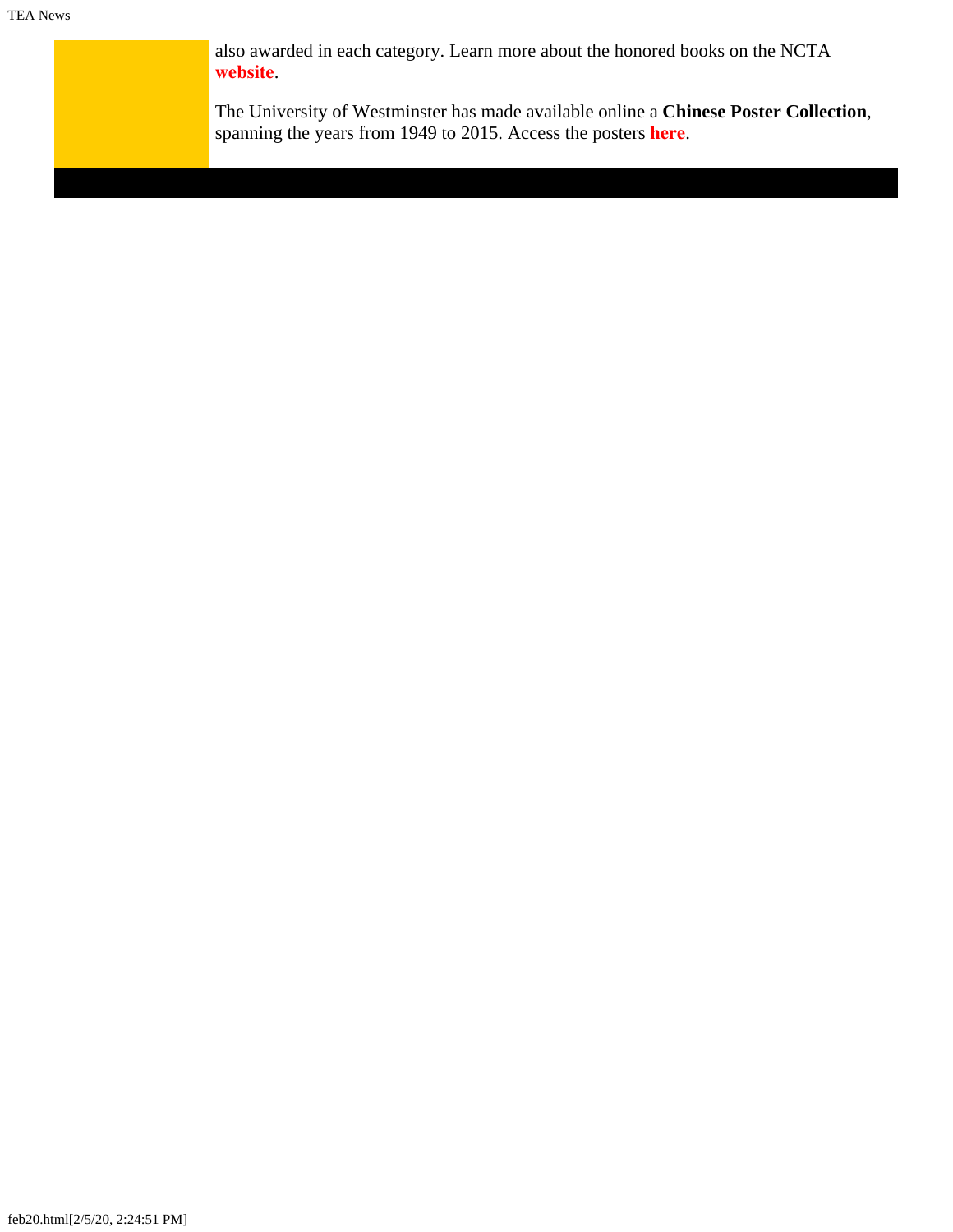also awarded in each category. Learn more about the honored books on the NCTA **website**.

The University of Westminster has made available online a **Chinese Poster Collection**, spanning the years from 1949 to 2015. Access the posters **here**.